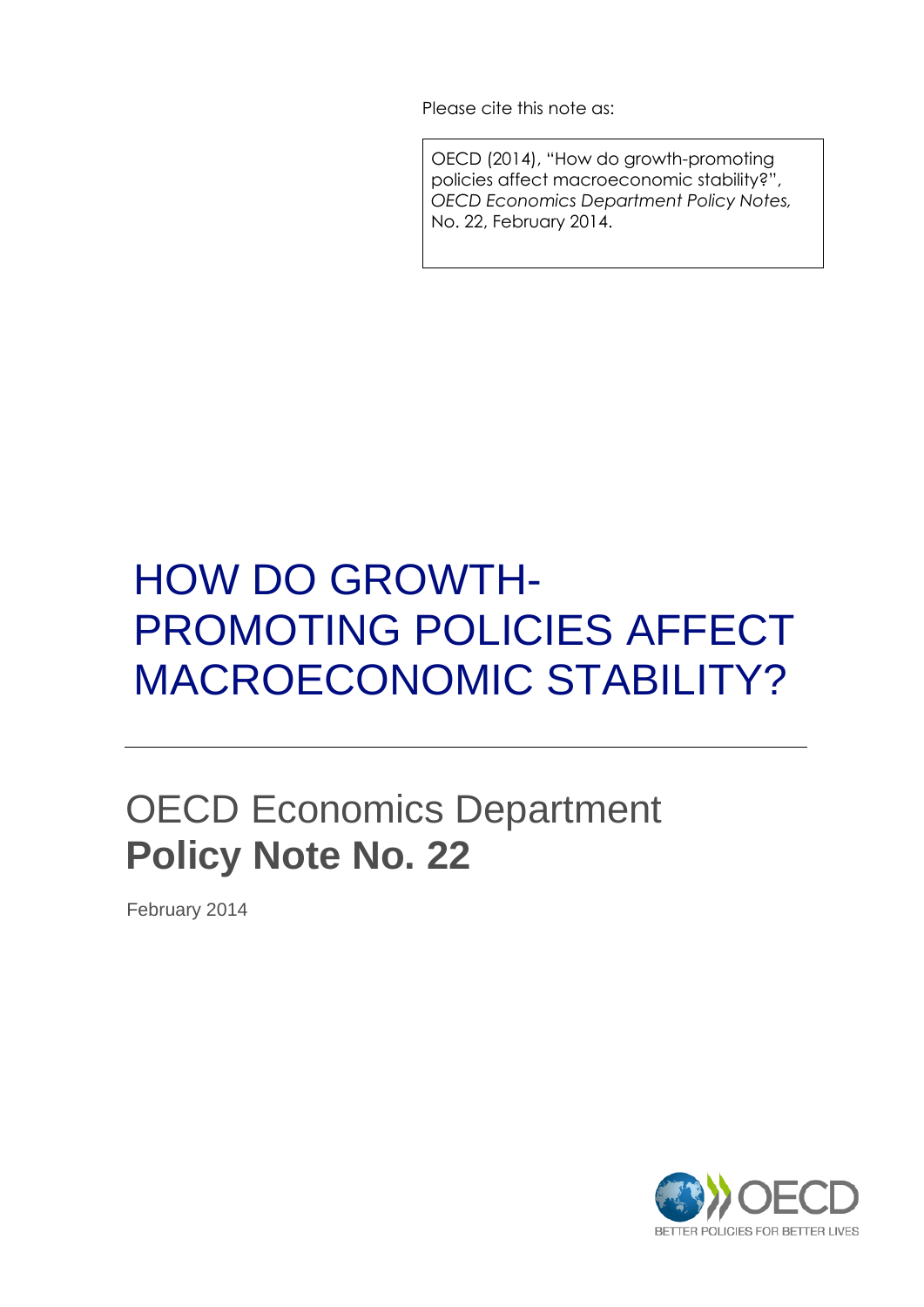Please cite this note as:

OECD (2014), "How do growth-promoting policies affect macroeconomic stability?", *OECD Economics Department Policy Notes,* No. 22, February 2014.

# HOW DO GROWTH-PROMOTING POLICIES AFFECT MACROECONOMIC STABILITY?

## OECD Economics Department **Policy Note No. 22**

February 2014

OECD BETTER POLICIES FOR BETTER LIVES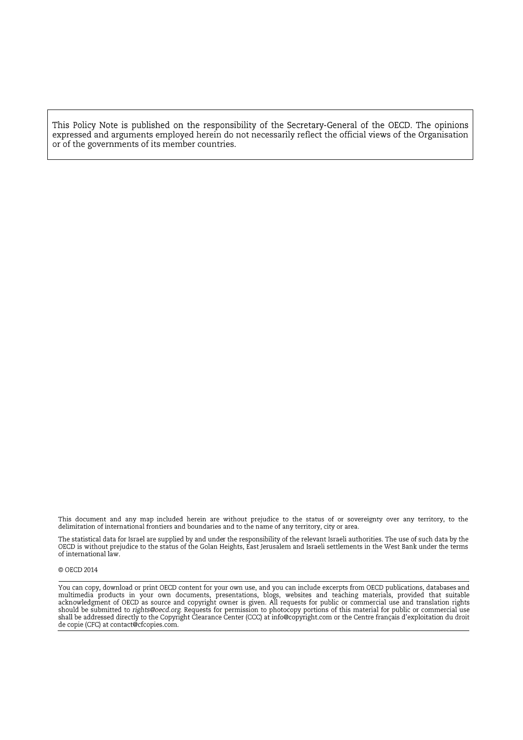This Policy Note is published on the responsibility of the Secretary-General of the OECD. The opinions expressed and arguments employed herein do not necessarily reflect the official views of the Organisation or of the governments of its member countries.

This document and any map included herein are without prejudice to the status of or sovereignty over any territory, to the delimitation of international frontiers and boundaries and to the name of any territory, city or area.

The statistical data for Israel are supplied by and under the responsibility of the relevant Israeli authorities. The use of such data by the OECD is without prejudice to the status of the Golan Heights, East Jerusalem and Israeli settlements in the West Bank under the terms of international law.

© OECD 2014

You can copy, download or print OECD content for your own use, and you can include excerpts from OECD publications, databases and multimedia products in your own documents, presentations, blogs, websites and teaching materials, provided that suitable acknowledgment of OECD as source and copyright owner is given. All requests for public or commercial use and translation rights should be submitted to *rights@oecd.org*. Requests for permission to photocopy portions of this material for public or commercial use shall be addressed directly to the Copyright Clearance Center (CCC) at info@copyright.com or the Centre français d'exploitation du droit de copie (CFC) at contact@cfcopies.com.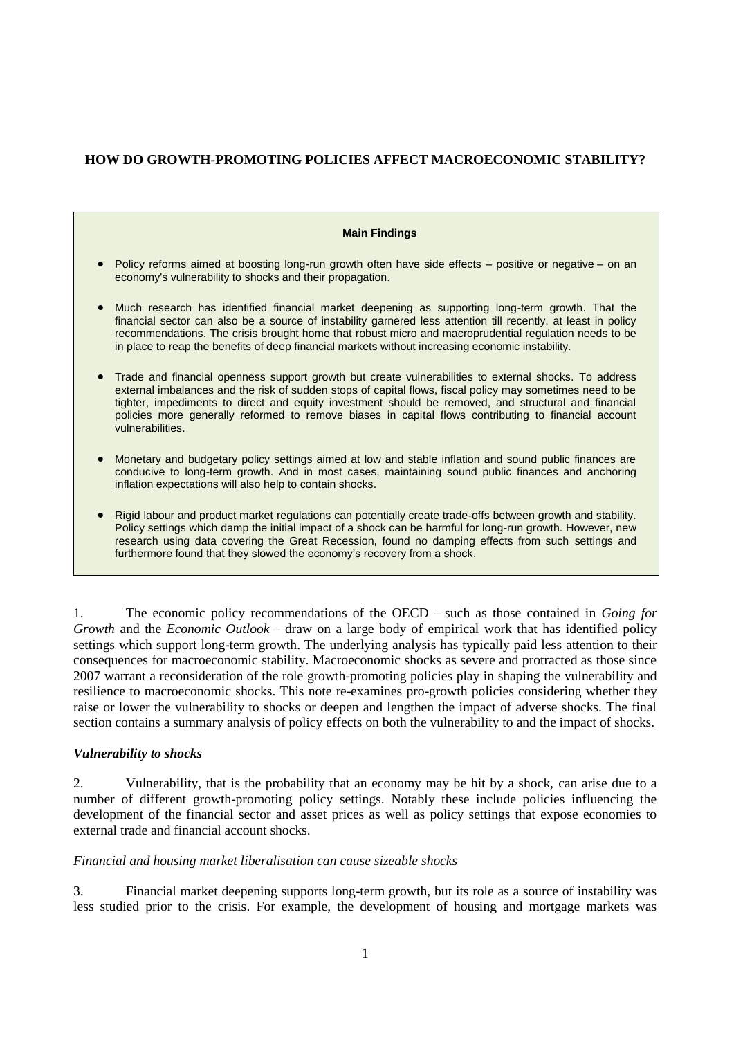## HOW DO GROWTH-PROMOTING POLICIES AFFECT MACROECONOMIC STABILITY?

**Main Findings**

- Policy reforms aimed at boosting long-run growth often have side effects – positive or negative – on an economy's vulnerability to shocks and their propagation.
- Much research has identified financial market deepening as supporting long-term growth. That the financial sector can also be a source of instability garnered less attention till recently, at least in policy recommendations. The crisis brought home that robust micro and macroprudential regulation needs to be in place to reap the benefits of deep financial markets without increasing economic instability.
- Trade and financial openness support growth but create vulnerabilities to external shocks. To address external imbalances and the risk of sudden stops of capital flows, fiscal policy may sometimes need to be tighter, impediments to direct and equity investment should be removed, and structural and financial policies more generally reformed to remove biases in capital flows contributing to financial account vulnerabilities.
- Monetary and budgetary policy settings aimed at low and stable inflation and sound public finances are conducive to long-term growth. And in most cases, maintaining sound public finances and anchoring inflation expectations will also help to contain shocks.
- Rigid labour and product market regulations can potentially create trade-offs between growth and stability. Policy settings which damp the initial impact of a shock can be harmful for long-run growth. However, new research using data covering the Great Recession, found no damping effects from such settings and furthermore found that they slowed the economy's recovery from a shock.

1. The economic policy recommendations of the OECD – such as those contained in *Going for Growth* and the *Economic Outlook* – draw on a large body of empirical work that has identified policy settings which support long-term growth. The underlying analysis has typically paid less attention to their consequences for macroeconomic stability. Macroeconomic shocks as severe and protracted as those since 2007 warrant a reconsideration of the role growth-promoting policies play in shaping the vulnerability and resilience to macroeconomic shocks. This note re-examines pro-growth policies considering whether they raise or lower the vulnerability to shocks or deepen and lengthen the impact of adverse shocks. The final section contains a summary analysis of policy effects on both the vulnerability to and the impact of shocks.

### *Vulnerability to shocks*

2. Vulnerability, that is the probability that an economy may be hit by a shock, can arise due to a number of different growth-promoting policy settings. Notably these include policies influencing the development of the financial sector and asset prices as well as policy settings that expose economies to external trade and financial account shocks.

#### *Financial and housing market liberalisation can cause sizeable shocks*

3. Financial market deepening supports long-term growth, but its role as a source of instability was less studied prior to the crisis. For example, the development of housing and mortgage markets was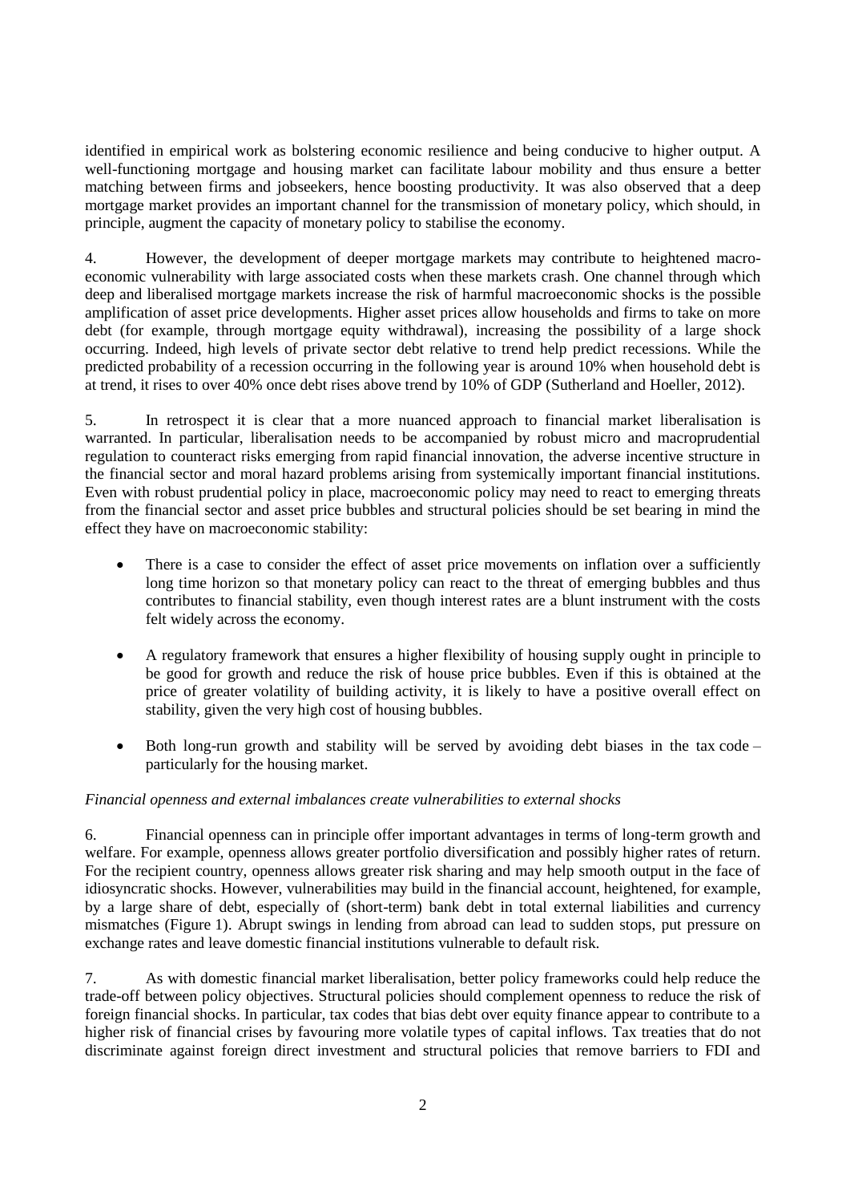identified in empirical work as bolstering economic resilience and being conducive to higher output. A well-functioning mortgage and housing market can facilitate labour mobility and thus ensure a better matching between firms and jobseekers, hence boosting productivity. It was also observed that a deep mortgage market provides an important channel for the transmission of monetary policy, which should, in principle, augment the capacity of monetary policy to stabilise the economy.

4. However, the development of deeper mortgage markets may contribute to heightened macro-economic vulnerability with large associated costs when these markets crash. One channel through which deep and liberalised mortgage markets increase the risk of harmful macroeconomic shocks is the possible amplification of asset price developments. Higher asset prices allow households and firms to take on more debt (for example, through mortgage equity withdrawal), increasing the possibility of a large shock occurring. Indeed, high levels of private sector debt relative to trend help predict recessions. While the predicted probability of a recession occurring in the following year is around 10% when household debt is at trend, it rises to over 40% once debt rises above trend by 10% of GDP (Sutherland and Hoeller, 2012).

5. In retrospect it is clear that a more nuanced approach to financial market liberalisation is warranted. In particular, liberalisation needs to be accompanied by robust micro and macroprudential regulation to counteract risks emerging from rapid financial innovation, the adverse incentive structure in the financial sector and moral hazard problems arising from systemically important financial institutions. Even with robust prudential policy in place, macroeconomic policy may need to react to emerging threats from the financial sector and asset price bubbles and structural policies should be set bearing in mind the effect they have on macroeconomic stability:

- There is a case to consider the effect of asset price movements on inflation over a sufficiently long time horizon so that monetary policy can react to the threat of emerging bubbles and thus contributes to financial stability, even though interest rates are a blunt instrument with the costs felt widely across the economy.

- A regulatory framework that ensures a higher flexibility of housing supply ought in principle to be good for growth and reduce the risk of house price bubbles. Even if this is obtained at the price of greater volatility of building activity, it is likely to have a positive overall effect on stability, given the very high cost of housing bubbles.

- Both long-run growth and stability will be served by avoiding debt biases in the tax code – particularly for the housing market.

*Financial openness and external imbalances create vulnerabilities to external shocks*

6. Financial openness can in principle offer important advantages in terms of long-term growth and welfare. For example, openness allows greater portfolio diversification and possibly higher rates of return. For the recipient country, openness allows greater risk sharing and may help smooth output in the face of idiosyncratic shocks. However, vulnerabilities may build in the financial account, heightened, for example, by a large share of debt, especially of (short-term) bank debt in total external liabilities and currency mismatches (Figure 1). Abrupt swings in lending from abroad can lead to sudden stops, put pressure on exchange rates and leave domestic financial institutions vulnerable to default risk.

7. As with domestic financial market liberalisation, better policy frameworks could help reduce the trade-off between policy objectives. Structural policies should complement openness to reduce the risk of foreign financial shocks. In particular, tax codes that bias debt over equity finance appear to contribute to a higher risk of financial crises by favouring more volatile types of capital inflows. Tax treaties that do not discriminate against foreign direct investment and structural policies that remove barriers to FDI and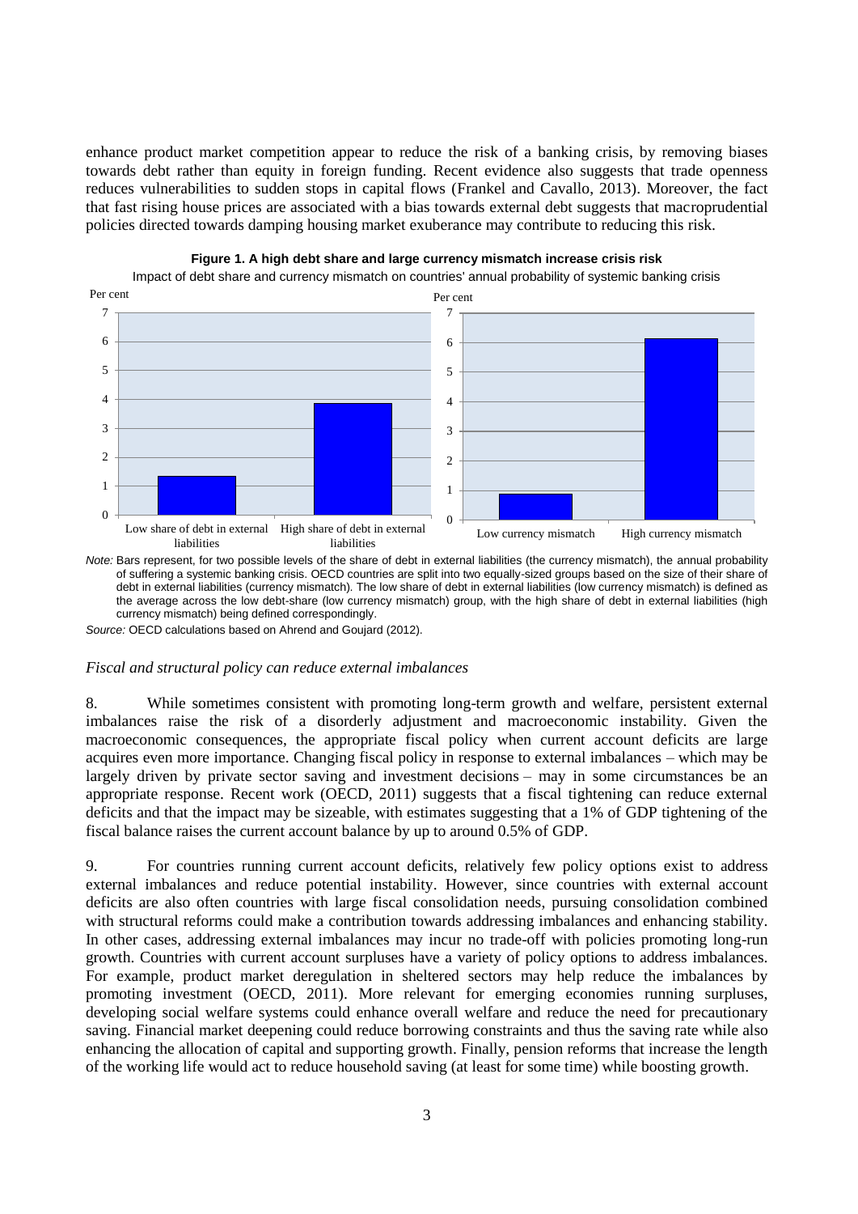enhance product market competition appear to reduce the risk of a banking crisis, by removing biases towards debt rather than equity in foreign funding. Recent evidence also suggests that trade openness reduces vulnerabilities to sudden stops in capital flows (Frankel and Cavallo, 2013). Moreover, the fact that fast rising house prices are associated with a bias towards external debt suggests that macroprudential policies directed towards damping housing market exuberance may contribute to reducing this risk.

**Figure 1. A high debt share and large currency mismatch increase crisis risk**

Impact of debt share and currency mismatch on countries' annual probability of systemic banking crisis

*Note:* Bars represent, for two possible levels of the share of debt in external liabilities (the currency mismatch), the annual probability of suffering a systemic banking crisis. OECD countries are split into two equally-sized groups based on the size of their share of debt in external liabilities (currency mismatch). The low share of debt in external liabilities (low currency mismatch) is defined as the average across the low debt-share (low currency mismatch) group, with the high share of debt in external liabilities (high currency mismatch) being defined correspondingly.

*Source:* OECD calculations based on Ahrend and Goujard (2012).

*Fiscal and structural policy can reduce external imbalances*

8. While sometimes consistent with promoting long-term growth and welfare, persistent external imbalances raise the risk of a disorderly adjustment and macroeconomic instability. Given the macroeconomic consequences, the appropriate fiscal policy when current account deficits are large acquires even more importance. Changing fiscal policy in response to external imbalances – which may be largely driven by private sector saving and investment decisions – may in some circumstances be an appropriate response. Recent work (OECD, 2011) suggests that a fiscal tightening can reduce external deficits and that the impact may be sizeable, with estimates suggesting that a 1% of GDP tightening of the fiscal balance raises the current account balance by up to around 0.5% of GDP.

9. For countries running current account deficits, relatively few policy options exist to address external imbalances and reduce potential instability. However, since countries with external account deficits are also often countries with large fiscal consolidation needs, pursuing consolidation combined with structural reforms could make a contribution towards addressing imbalances and enhancing stability. In other cases, addressing external imbalances may incur no trade-off with policies promoting long-run growth. Countries with current account surpluses have a variety of policy options to address imbalances. For example, product market deregulation in sheltered sectors may help reduce the imbalances by promoting investment (OECD, 2011). More relevant for emerging economies running surpluses, developing social welfare systems could enhance overall welfare and reduce the need for precautionary saving. Financial market deepening could reduce borrowing constraints and thus the saving rate while also enhancing the allocation of capital and supporting growth. Finally, pension reforms that increase the length of the working life would act to reduce household saving (at least for some time) while boosting growth.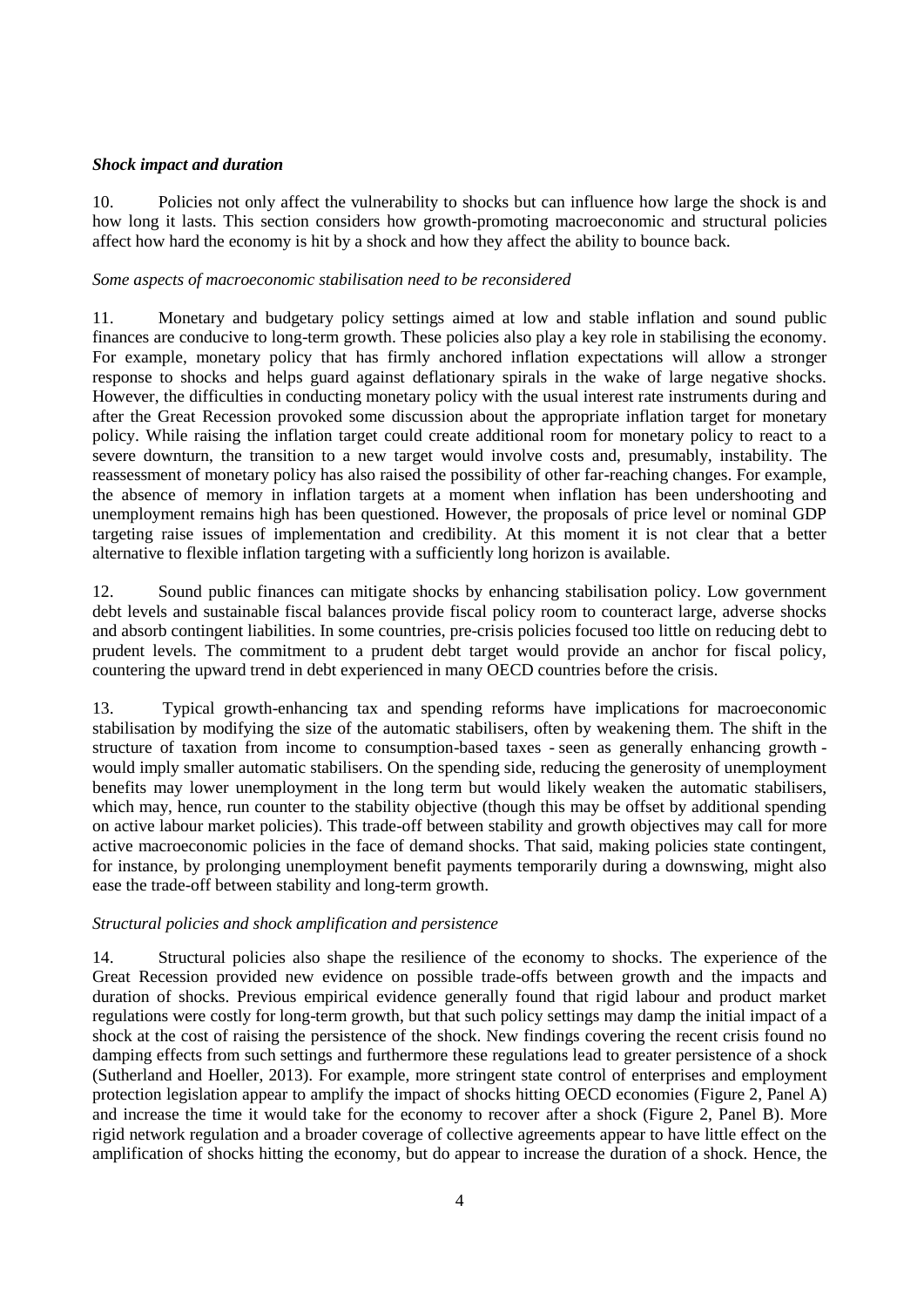***Shock impact and duration***

10. Policies not only affect the vulnerability to shocks but can influence how large the shock is and how long it lasts. This section considers how growth-promoting macroeconomic and structural policies affect how hard the economy is hit by a shock and how they affect the ability to bounce back.

*Some aspects of macroeconomic stabilisation need to be reconsidered*

11. Monetary and budgetary policy settings aimed at low and stable inflation and sound public finances are conducive to long-term growth. These policies also play a key role in stabilising the economy. For example, monetary policy that has firmly anchored inflation expectations will allow a stronger response to shocks and helps guard against deflationary spirals in the wake of large negative shocks. However, the difficulties in conducting monetary policy with the usual interest rate instruments during and after the Great Recession provoked some discussion about the appropriate inflation target for monetary policy. While raising the inflation target could create additional room for monetary policy to react to a severe downturn, the transition to a new target would involve costs and, presumably, instability. The reassessment of monetary policy has also raised the possibility of other far-reaching changes. For example, the absence of memory in inflation targets at a moment when inflation has been undershooting and unemployment remains high has been questioned. However, the proposals of price level or nominal GDP targeting raise issues of implementation and credibility. At this moment it is not clear that a better alternative to flexible inflation targeting with a sufficiently long horizon is available.

12. Sound public finances can mitigate shocks by enhancing stabilisation policy. Low government debt levels and sustainable fiscal balances provide fiscal policy room to counteract large, adverse shocks and absorb contingent liabilities. In some countries, pre-crisis policies focused too little on reducing debt to prudent levels. The commitment to a prudent debt target would provide an anchor for fiscal policy, countering the upward trend in debt experienced in many OECD countries before the crisis.

13. Typical growth-enhancing tax and spending reforms have implications for macroeconomic stabilisation by modifying the size of the automatic stabilisers, often by weakening them. The shift in the structure of taxation from income to consumption-based taxes - seen as generally enhancing growth - would imply smaller automatic stabilisers. On the spending side, reducing the generosity of unemployment benefits may lower unemployment in the long term but would likely weaken the automatic stabilisers, which may, hence, run counter to the stability objective (though this may be offset by additional spending on active labour market policies). This trade-off between stability and growth objectives may call for more active macroeconomic policies in the face of demand shocks. That said, making policies state contingent, for instance, by prolonging unemployment benefit payments temporarily during a downswing, might also ease the trade-off between stability and long-term growth.

*Structural policies and shock amplification and persistence*

14. Structural policies also shape the resilience of the economy to shocks. The experience of the Great Recession provided new evidence on possible trade-offs between growth and the impacts and duration of shocks. Previous empirical evidence generally found that rigid labour and product market regulations were costly for long-term growth, but that such policy settings may damp the initial impact of a shock at the cost of raising the persistence of the shock. New findings covering the recent crisis found no damping effects from such settings and furthermore these regulations lead to greater persistence of a shock (Sutherland and Hoeller, 2013). For example, more stringent state control of enterprises and employment protection legislation appear to amplify the impact of shocks hitting OECD economies (Figure 2, Panel A) and increase the time it would take for the economy to recover after a shock (Figure 2, Panel B). More rigid network regulation and a broader coverage of collective agreements appear to have little effect on the amplification of shocks hitting the economy, but do appear to increase the duration of a shock. Hence, the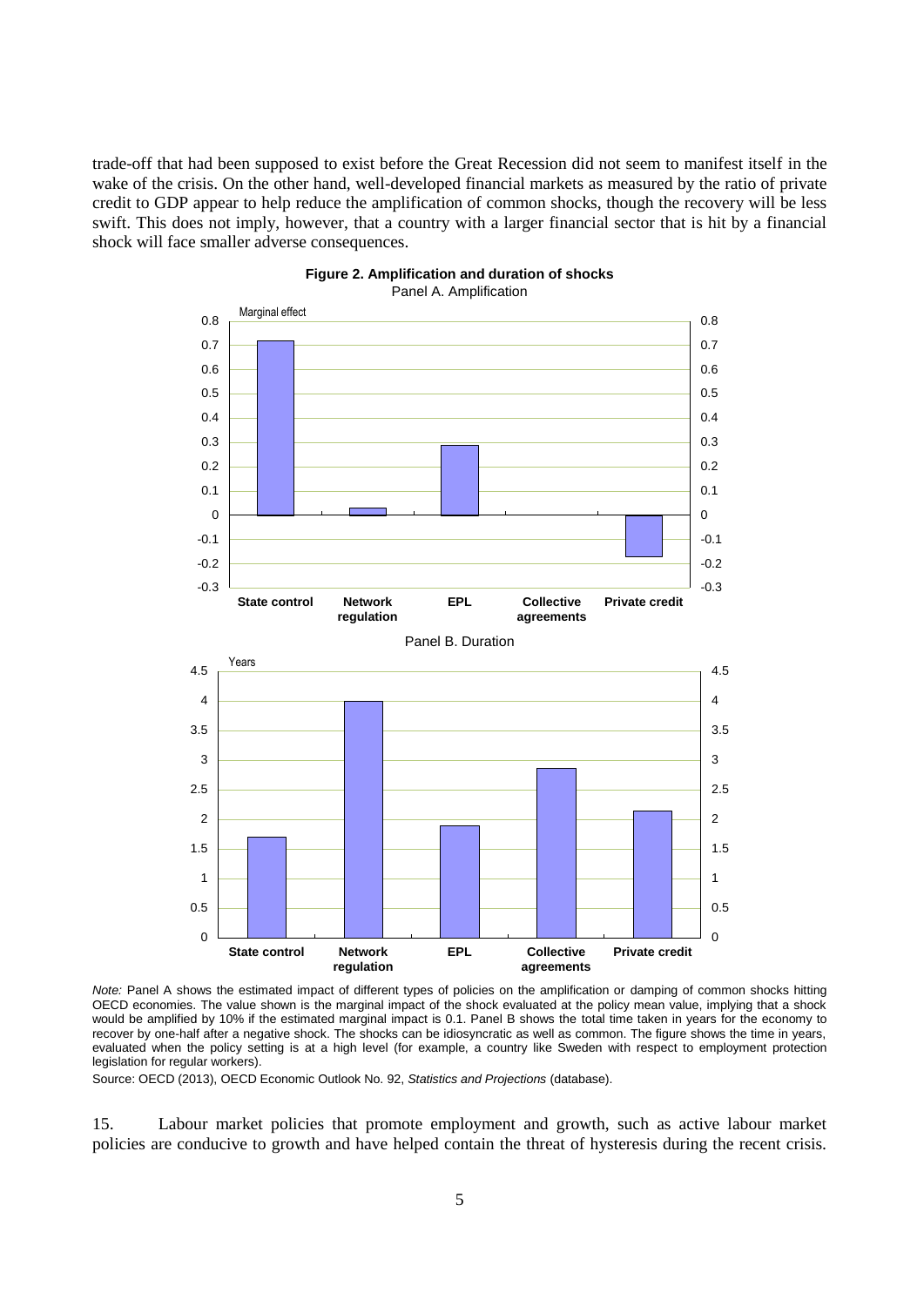trade-off that had been supposed to exist before the Great Recession did not seem to manifest itself in the wake of the crisis. On the other hand, well-developed financial markets as measured by the ratio of private credit to GDP appear to help reduce the amplification of common shocks, though the recovery will be less swift. This does not imply, however, that a country with a larger financial sector that is hit by a financial shock will face smaller adverse consequences.

**Figure 2. Amplification and duration of shocks**

Panel A. Amplification

Panel B. Duration

*Note:* Panel A shows the estimated impact of different types of policies on the amplification or damping of common shocks hitting OECD economies. The value shown is the marginal impact of the shock evaluated at the policy mean value, implying that a shock would be amplified by 10% if the estimated marginal impact is 0.1. Panel B shows the total time taken in years for the economy to recover by one-half after a negative shock. The shocks can be idiosyncratic as well as common. The figure shows the time in years, evaluated when the policy setting is at a high level (for example, a country like Sweden with respect to employment protection legislation for regular workers).

Source: OECD (2013), OECD Economic Outlook No. 92, *Statistics and Projections* (database).

15. Labour market policies that promote employment and growth, such as active labour market policies are conducive to growth and have helped contain the threat of hysteresis during the recent crisis.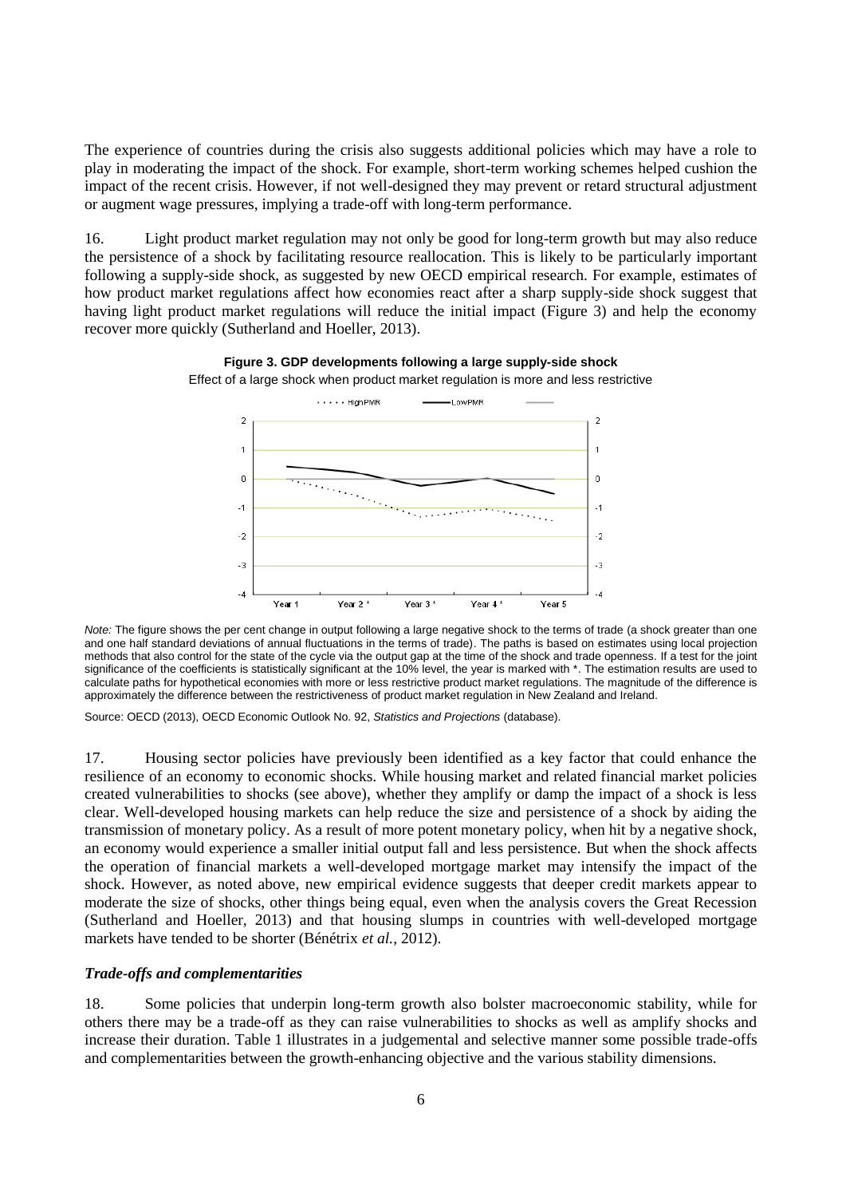The experience of countries during the crisis also suggests additional policies which may have a role to play in moderating the impact of the shock. For example, short-term working schemes helped cushion the impact of the recent crisis. However, if not well-designed they may prevent or retard structural adjustment or augment wage pressures, implying a trade-off with long-term performance.

16. Light product market regulation may not only be good for long-term growth but may also reduce the persistence of a shock by facilitating resource reallocation. This is likely to be particularly important following a supply-side shock, as suggested by new OECD empirical research. For example, estimates of how product market regulations affect how economies react after a sharp supply-side shock suggest that having light product market regulations will reduce the initial impact (Figure 3) and help the economy recover more quickly (Sutherland and Hoeller, 2013).

**Figure 3. GDP developments following a large supply-side shock**

Effect of a large shock when product market regulation is more and less restrictive

*Note:* The figure shows the per cent change in output following a large negative shock to the terms of trade (a shock greater than one and one half standard deviations of annual fluctuations in the terms of trade). The paths is based on estimates using local projection methods that also control for the state of the cycle via the output gap at the time of the shock and trade openness. If a test for the joint significance of the coefficients is statistically significant at the 10% level, the year is marked with *. The estimation results are used to calculate paths for hypothetical economies with more or less restrictive product market regulations. The magnitude of the difference is approximately the difference between the restrictiveness of product market regulation in New Zealand and Ireland.

Source: OECD (2013), OECD Economic Outlook No. 92, *Statistics and Projections* (database).

17. Housing sector policies have previously been identified as a key factor that could enhance the resilience of an economy to economic shocks. While housing market and related financial market policies created vulnerabilities to shocks (see above), whether they amplify or damp the impact of a shock is less clear. Well-developed housing markets can help reduce the size and persistence of a shock by aiding the transmission of monetary policy. As a result of more potent monetary policy, when hit by a negative shock, an economy would experience a smaller initial output fall and less persistence. But when the shock affects the operation of financial markets a well-developed mortgage market may intensify the impact of the shock. However, as noted above, new empirical evidence suggests that deeper credit markets appear to moderate the size of shocks, other things being equal, even when the analysis covers the Great Recession (Sutherland and Hoeller, 2013) and that housing slumps in countries with well-developed mortgage markets have tended to be shorter (Bénétrix *et al.*, 2012).

### *Trade-offs and complementarities*

18. Some policies that underpin long-term growth also bolster macroeconomic stability, while for others there may be a trade-off as they can raise vulnerabilities to shocks as well as amplify shocks and increase their duration. Table 1 illustrates in a judgemental and selective manner some possible trade-offs and complementarities between the growth-enhancing objective and the various stability dimensions.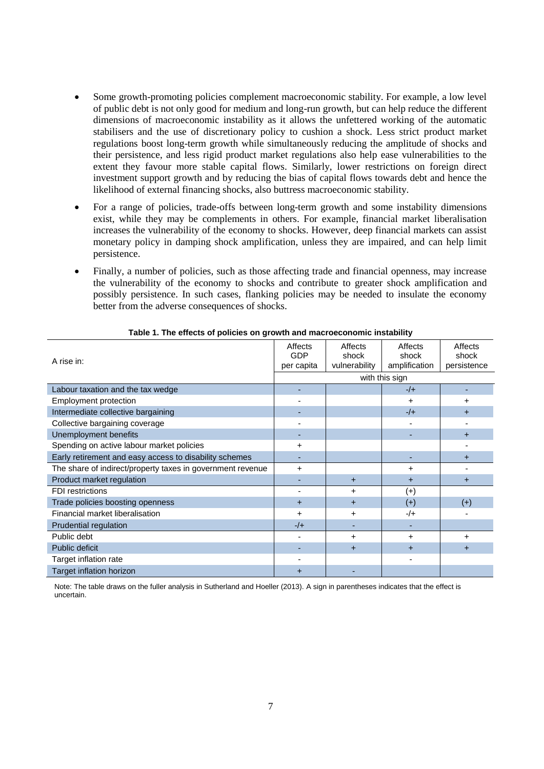- Some growth-promoting policies complement macroeconomic stability. For example, a low level of public debt is not only good for medium and long-run growth, but can help reduce the different dimensions of macroeconomic instability as it allows the unfettered working of the automatic stabilisers and the use of discretionary policy to cushion a shock. Less strict product market regulations boost long-term growth while simultaneously reducing the amplitude of shocks and their persistence, and less rigid product market regulations also help ease vulnerabilities to the extent they favour more stable capital flows. Similarly, lower restrictions on foreign direct investment support growth and by reducing the bias of capital flows towards debt and hence the likelihood of external financing shocks, also buttress macroeconomic stability.

- For a range of policies, trade-offs between long-term growth and some instability dimensions exist, while they may be complements in others. For example, financial market liberalisation increases the vulnerability of the economy to shocks. However, deep financial markets can assist monetary policy in damping shock amplification, unless they are impaired, and can help limit persistence.

- Finally, a number of policies, such as those affecting trade and financial openness, may increase the vulnerability of the economy to shocks and contribute to greater shock amplification and possibly persistence. In such cases, flanking policies may be needed to insulate the economy better from the adverse consequences of shocks.

**Table 1. The effects of policies on growth and macroeconomic instability**

| A rise in: | Affects GDP per capita | Affects shock vulnerability | Affects shock amplification | Affects shock persistence |
|---|---|---|---|---|
| | with this sign | | | |
| Labour taxation and the tax wedge | - | | -/+ | - |
| Employment protection | - | | + | + |
| Intermediate collective bargaining | - | | -/+ | + |
| Collective bargaining coverage | - | | - | - |
| Unemployment benefits | - | | - | + |
| Spending on active labour market policies | + | | | - |
| Early retirement and easy access to disability schemes | - | | - | + |
| The share of indirect/property taxes in government revenue | + | | + | - |
| Product market regulation | - | + | + | + |
| FDI restrictions | - | + | (+) | |
| Trade policies boosting openness | + | + | (+) | (+) |
| Financial market liberalisation | + | + | -/+ | - |
| Prudential regulation | -/+ | - | - | |
| Public debt | - | + | + | + |
| Public deficit | - | + | + | + |
| Target inflation rate | - | | - | |
| Target inflation horizon | + | - | | |

Note: The table draws on the fuller analysis in Sutherland and Hoeller (2013). A sign in parentheses indicates that the effect is uncertain.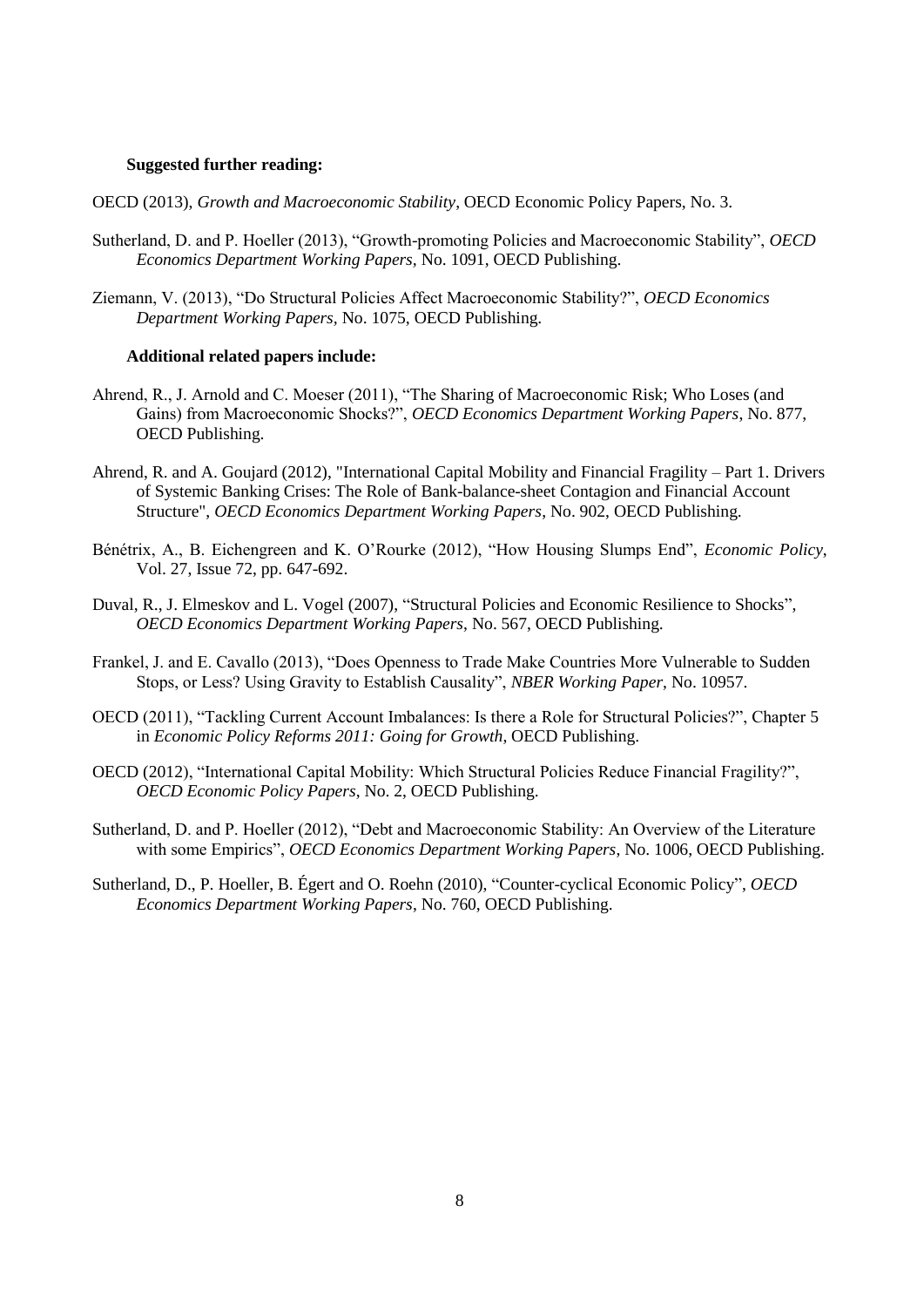**Suggested further reading:**

OECD (2013), *Growth and Macroeconomic Stability*, OECD Economic Policy Papers, No. 3.

Sutherland, D. and P. Hoeller (2013), "Growth-promoting Policies and Macroeconomic Stability", *OECD Economics Department Working Papers*, No. 1091, OECD Publishing.

Ziemann, V. (2013), "Do Structural Policies Affect Macroeconomic Stability?", *OECD Economics Department Working Papers*, No. 1075, OECD Publishing.

**Additional related papers include:**

Ahrend, R., J. Arnold and C. Moeser (2011), "The Sharing of Macroeconomic Risk; Who Loses (and Gains) from Macroeconomic Shocks?", *OECD Economics Department Working Papers*, No. 877, OECD Publishing.

Ahrend, R. and A. Goujard (2012), "International Capital Mobility and Financial Fragility – Part 1. Drivers of Systemic Banking Crises: The Role of Bank-balance-sheet Contagion and Financial Account Structure", *OECD Economics Department Working Papers*, No. 902, OECD Publishing.

Bénétrix, A., B. Eichengreen and K. O'Rourke (2012), "How Housing Slumps End", *Economic Policy*, Vol. 27, Issue 72, pp. 647-692.

Duval, R., J. Elmeskov and L. Vogel (2007), "Structural Policies and Economic Resilience to Shocks", *OECD Economics Department Working Papers*, No. 567, OECD Publishing.

Frankel, J. and E. Cavallo (2013), "Does Openness to Trade Make Countries More Vulnerable to Sudden Stops, or Less? Using Gravity to Establish Causality", *NBER Working Paper*, No. 10957.

OECD (2011), "Tackling Current Account Imbalances: Is there a Role for Structural Policies?", Chapter 5 in *Economic Policy Reforms 2011: Going for Growth*, OECD Publishing.

OECD (2012), "International Capital Mobility: Which Structural Policies Reduce Financial Fragility?", *OECD Economic Policy Papers*, No. 2, OECD Publishing.

Sutherland, D. and P. Hoeller (2012), "Debt and Macroeconomic Stability: An Overview of the Literature with some Empirics", *OECD Economics Department Working Papers*, No. 1006, OECD Publishing.

Sutherland, D., P. Hoeller, B. Égert and O. Roehn (2010), "Counter-cyclical Economic Policy", *OECD Economics Department Working Papers*, No. 760, OECD Publishing.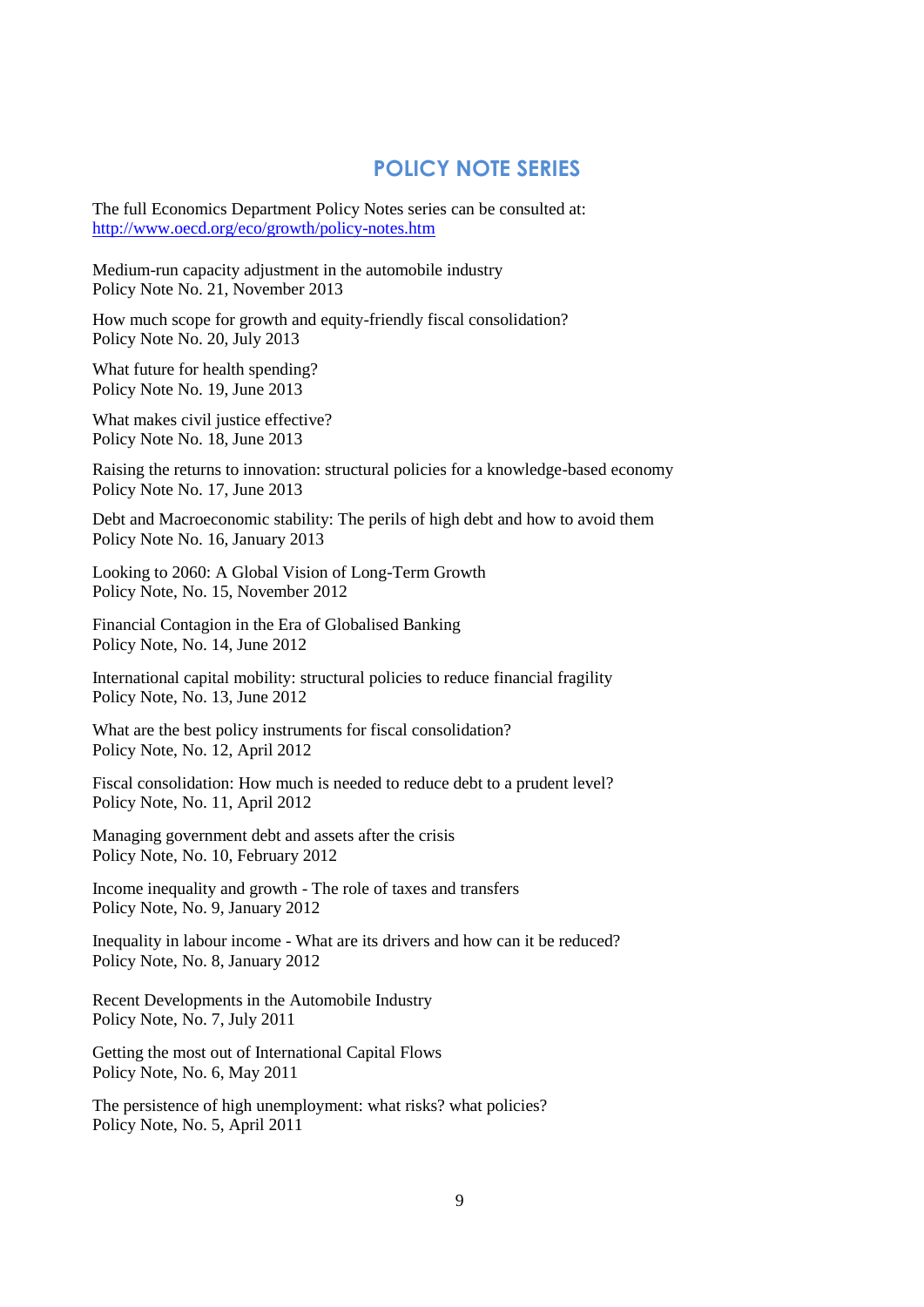## POLICY NOTE SERIES

The full Economics Department Policy Notes series can be consulted at:
[http://www.oecd.org/eco/growth/policy-notes.htm](http://www.oecd.org/eco/growth/policy-notes.htm)

Medium-run capacity adjustment in the automobile industry
Policy Note No. 21, November 2013

How much scope for growth and equity-friendly fiscal consolidation?
Policy Note No. 20, July 2013

What future for health spending?
Policy Note No. 19, June 2013

What makes civil justice effective?
Policy Note No. 18, June 2013

Raising the returns to innovation: structural policies for a knowledge-based economy
Policy Note No. 17, June 2013

Debt and Macroeconomic stability: The perils of high debt and how to avoid them
Policy Note No. 16, January 2013

Looking to 2060: A Global Vision of Long-Term Growth
Policy Note, No. 15, November 2012

Financial Contagion in the Era of Globalised Banking
Policy Note, No. 14, June 2012

International capital mobility: structural policies to reduce financial fragility
Policy Note, No. 13, June 2012

What are the best policy instruments for fiscal consolidation?
Policy Note, No. 12, April 2012

Fiscal consolidation: How much is needed to reduce debt to a prudent level?
Policy Note, No. 11, April 2012

Managing government debt and assets after the crisis
Policy Note, No. 10, February 2012

Income inequality and growth - The role of taxes and transfers
Policy Note, No. 9, January 2012

Inequality in labour income - What are its drivers and how can it be reduced?
Policy Note, No. 8, January 2012

Recent Developments in the Automobile Industry
Policy Note, No. 7, July 2011

Getting the most out of International Capital Flows
Policy Note, No. 6, May 2011

The persistence of high unemployment: what risks? what policies?
Policy Note, No. 5, April 2011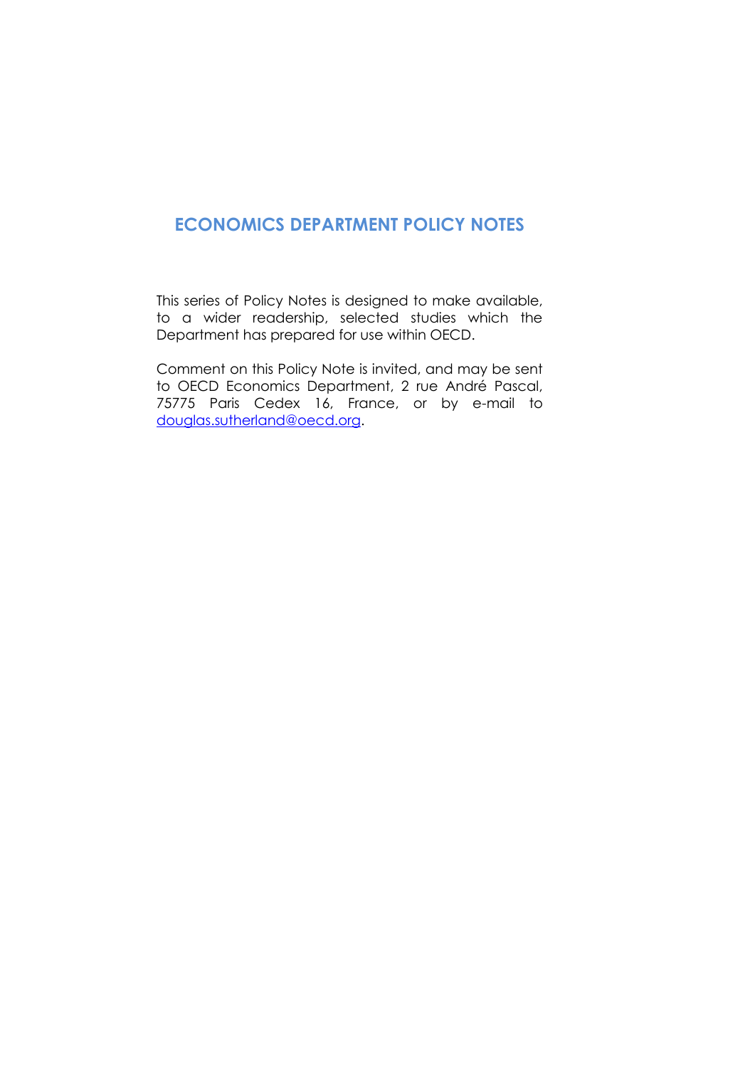## ECONOMICS DEPARTMENT POLICY NOTES

This series of Policy Notes is designed to make available, to a wider readership, selected studies which the Department has prepared for use within OECD.

Comment on this Policy Note is invited, and may be sent to OECD Economics Department, 2 rue André Pascal, 75775 Paris Cedex 16, France, or by e-mail to douglas.sutherland@oecd.org.